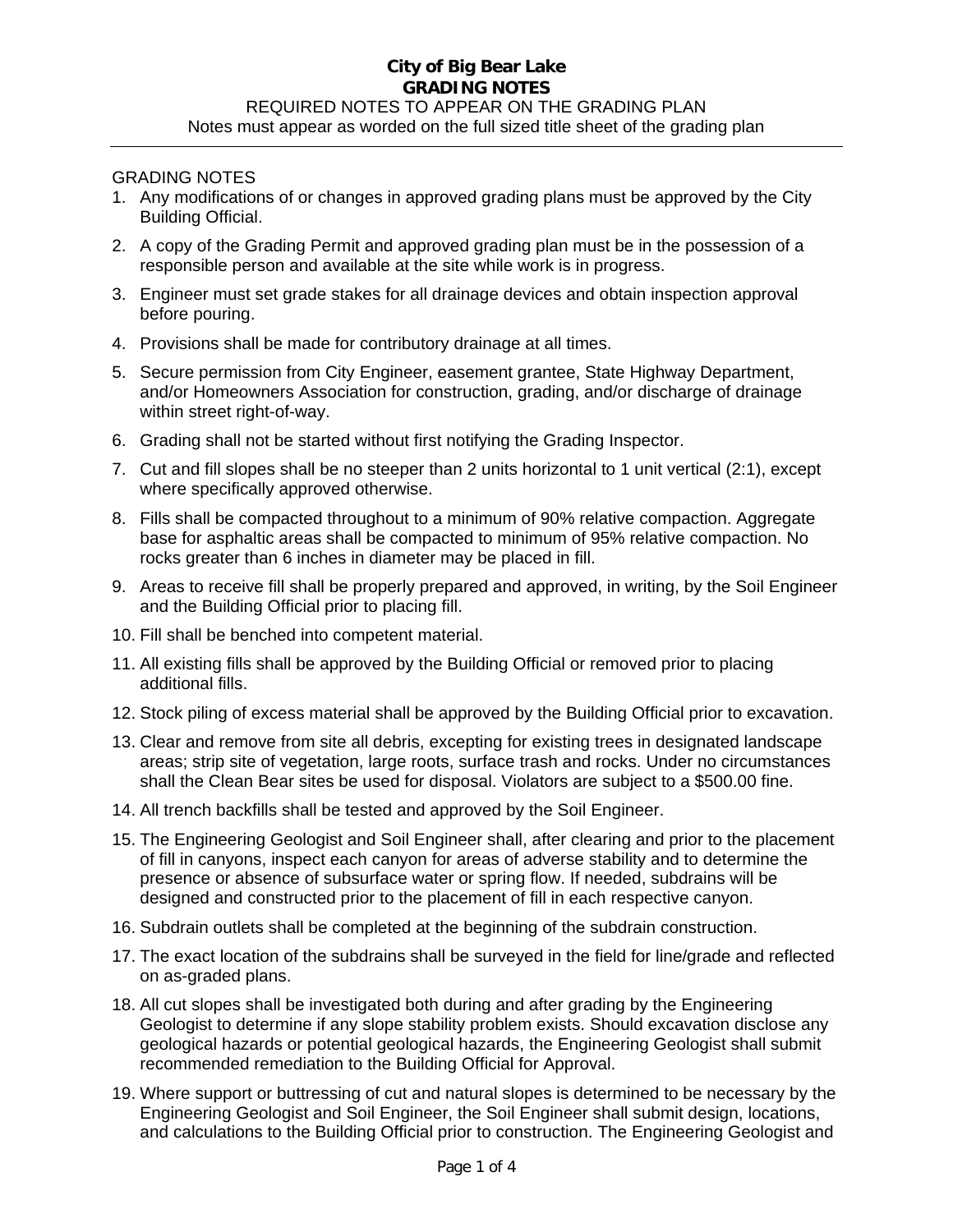# City of Big Bear Lake
## GRADING NOTES

REQUIRED NOTES TO APPEAR ON THE GRADING PLAN

Notes must appear as worded on the full sized title sheet of the grading plan

---

GRADING NOTES

1. Any modifications of or changes in approved grading plans must be approved by the City Building Official.
2. A copy of the Grading Permit and approved grading plan must be in the possession of a responsible person and available at the site while work is in progress.
3. Engineer must set grade stakes for all drainage devices and obtain inspection approval before pouring.
4. Provisions shall be made for contributory drainage at all times.
5. Secure permission from City Engineer, easement grantee, State Highway Department, and/or Homeowners Association for construction, grading, and/or discharge of drainage within street right-of-way.
6. Grading shall not be started without first notifying the Grading Inspector.
7. Cut and fill slopes shall be no steeper than 2 units horizontal to 1 unit vertical (2:1), except where specifically approved otherwise.
8. Fills shall be compacted throughout to a minimum of 90% relative compaction. Aggregate base for asphaltic areas shall be compacted to minimum of 95% relative compaction. No rocks greater than 6 inches in diameter may be placed in fill.
9. Areas to receive fill shall be properly prepared and approved, in writing, by the Soil Engineer and the Building Official prior to placing fill.
10. Fill shall be benched into competent material.
11. All existing fills shall be approved by the Building Official or removed prior to placing additional fills.
12. Stock piling of excess material shall be approved by the Building Official prior to excavation.
13. Clear and remove from site all debris, excepting for existing trees in designated landscape areas; strip site of vegetation, large roots, surface trash and rocks. Under no circumstances shall the Clean Bear sites be used for disposal. Violators are subject to a $500.00 fine.
14. All trench backfills shall be tested and approved by the Soil Engineer.
15. The Engineering Geologist and Soil Engineer shall, after clearing and prior to the placement of fill in canyons, inspect each canyon for areas of adverse stability and to determine the presence or absence of subsurface water or spring flow. If needed, subdrains will be designed and constructed prior to the placement of fill in each respective canyon.
16. Subdrain outlets shall be completed at the beginning of the subdrain construction.
17. The exact location of the subdrains shall be surveyed in the field for line/grade and reflected on as-graded plans.
18. All cut slopes shall be investigated both during and after grading by the Engineering Geologist to determine if any slope stability problem exists. Should excavation disclose any geological hazards or potential geological hazards, the Engineering Geologist shall submit recommended remediation to the Building Official for Approval.
19. Where support or buttressing of cut and natural slopes is determined to be necessary by the Engineering Geologist and Soil Engineer, the Soil Engineer shall submit design, locations, and calculations to the Building Official prior to construction. The Engineering Geologist and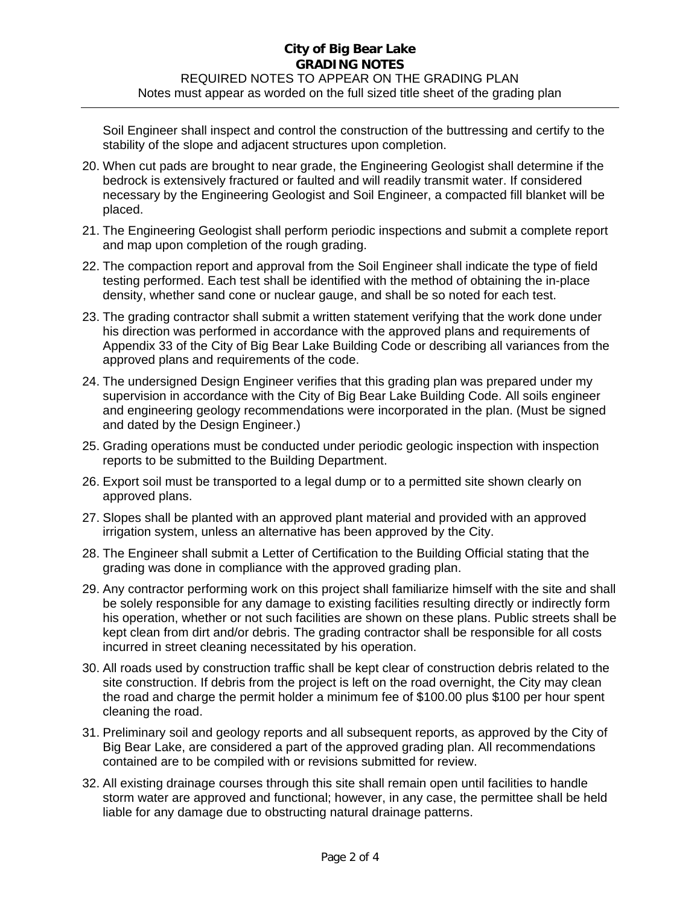Soil Engineer shall inspect and control the construction of the buttressing and certify to the stability of the slope and adjacent structures upon completion.

20. When cut pads are brought to near grade, the Engineering Geologist shall determine if the bedrock is extensively fractured or faulted and will readily transmit water. If considered necessary by the Engineering Geologist and Soil Engineer, a compacted fill blanket will be placed.
21. The Engineering Geologist shall perform periodic inspections and submit a complete report and map upon completion of the rough grading.
22. The compaction report and approval from the Soil Engineer shall indicate the type of field testing performed. Each test shall be identified with the method of obtaining the in-place density, whether sand cone or nuclear gauge, and shall be so noted for each test.
23. The grading contractor shall submit a written statement verifying that the work done under his direction was performed in accordance with the approved plans and requirements of Appendix 33 of the City of Big Bear Lake Building Code or describing all variances from the approved plans and requirements of the code.
24. The undersigned Design Engineer verifies that this grading plan was prepared under my supervision in accordance with the City of Big Bear Lake Building Code. All soils engineer and engineering geology recommendations were incorporated in the plan. (Must be signed and dated by the Design Engineer.)
25. Grading operations must be conducted under periodic geologic inspection with inspection reports to be submitted to the Building Department.
26. Export soil must be transported to a legal dump or to a permitted site shown clearly on approved plans.
27. Slopes shall be planted with an approved plant material and provided with an approved irrigation system, unless an alternative has been approved by the City.
28. The Engineer shall submit a Letter of Certification to the Building Official stating that the grading was done in compliance with the approved grading plan.
29. Any contractor performing work on this project shall familiarize himself with the site and shall be solely responsible for any damage to existing facilities resulting directly or indirectly form his operation, whether or not such facilities are shown on these plans. Public streets shall be kept clean from dirt and/or debris. The grading contractor shall be responsible for all costs incurred in street cleaning necessitated by his operation.
30. All roads used by construction traffic shall be kept clear of construction debris related to the site construction. If debris from the project is left on the road overnight, the City may clean the road and charge the permit holder a minimum fee of $100.00 plus $100 per hour spent cleaning the road.
31. Preliminary soil and geology reports and all subsequent reports, as approved by the City of Big Bear Lake, are considered a part of the approved grading plan. All recommendations contained are to be compiled with or revisions submitted for review.
32. All existing drainage courses through this site shall remain open until facilities to handle storm water are approved and functional; however, in any case, the permittee shall be held liable for any damage due to obstructing natural drainage patterns.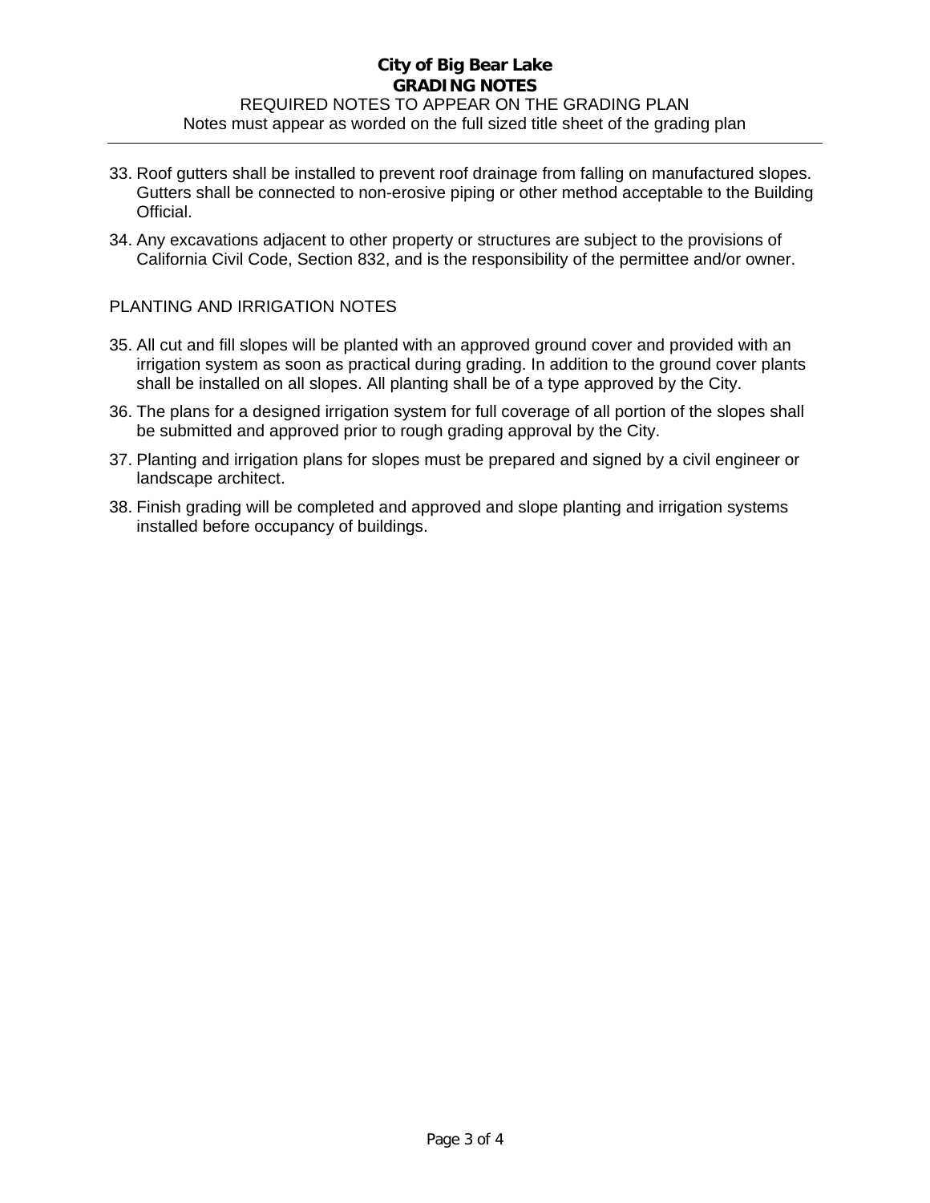**City of Big Bear Lake**
**GRADING NOTES**
REQUIRED NOTES TO APPEAR ON THE GRADING PLAN
Notes must appear as worded on the full sized title sheet of the grading plan

33. Roof gutters shall be installed to prevent roof drainage from falling on manufactured slopes. Gutters shall be connected to non-erosive piping or other method acceptable to the Building Official.
34. Any excavations adjacent to other property or structures are subject to the provisions of California Civil Code, Section 832, and is the responsibility of the permittee and/or owner.

PLANTING AND IRRIGATION NOTES

35. All cut and fill slopes will be planted with an approved ground cover and provided with an irrigation system as soon as practical during grading. In addition to the ground cover plants shall be installed on all slopes. All planting shall be of a type approved by the City.
36. The plans for a designed irrigation system for full coverage of all portion of the slopes shall be submitted and approved prior to rough grading approval by the City.
37. Planting and irrigation plans for slopes must be prepared and signed by a civil engineer or landscape architect.
38. Finish grading will be completed and approved and slope planting and irrigation systems installed before occupancy of buildings.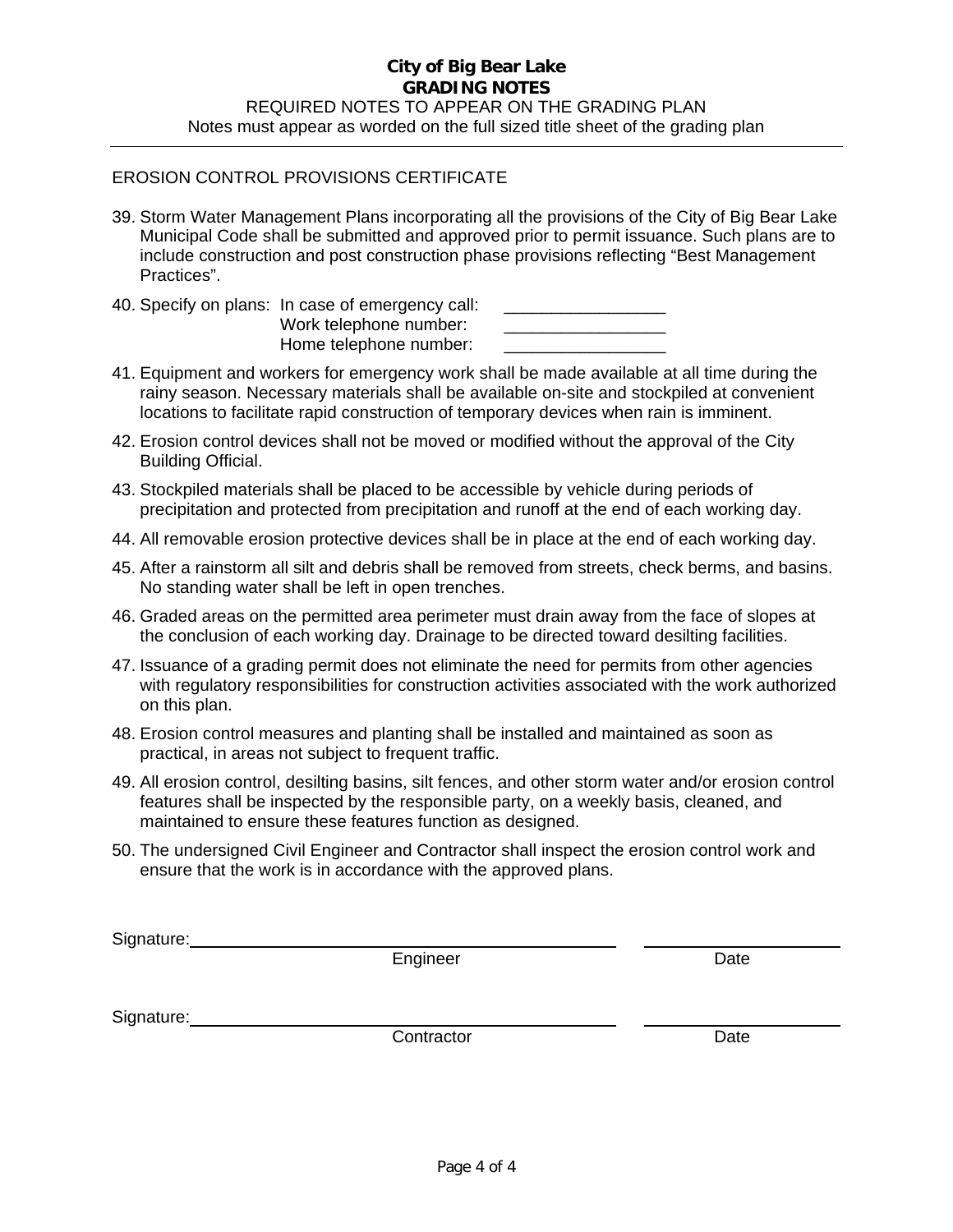**City of Big Bear Lake**
**GRADING NOTES**
REQUIRED NOTES TO APPEAR ON THE GRADING PLAN
Notes must appear as worded on the full sized title sheet of the grading plan

---

EROSION CONTROL PROVISIONS CERTIFICATE

39. Storm Water Management Plans incorporating all the provisions of the City of Big Bear Lake Municipal Code shall be submitted and approved prior to permit issuance. Such plans are to include construction and post construction phase provisions reflecting "Best Management Practices".

40. Specify on plans: In case of emergency call: _________________
    Work telephone number: _________________
    Home telephone number: _________________

41. Equipment and workers for emergency work shall be made available at all time during the rainy season. Necessary materials shall be available on-site and stockpiled at convenient locations to facilitate rapid construction of temporary devices when rain is imminent.

42. Erosion control devices shall not be moved or modified without the approval of the City Building Official.

43. Stockpiled materials shall be placed to be accessible by vehicle during periods of precipitation and protected from precipitation and runoff at the end of each working day.

44. All removable erosion protective devices shall be in place at the end of each working day.

45. After a rainstorm all silt and debris shall be removed from streets, check berms, and basins. No standing water shall be left in open trenches.

46. Graded areas on the permitted area perimeter must drain away from the face of slopes at the conclusion of each working day. Drainage to be directed toward desilting facilities.

47. Issuance of a grading permit does not eliminate the need for permits from other agencies with regulatory responsibilities for construction activities associated with the work authorized on this plan.

48. Erosion control measures and planting shall be installed and maintained as soon as practical, in areas not subject to frequent traffic.

49. All erosion control, desilting basins, silt fences, and other storm water and/or erosion control features shall be inspected by the responsible party, on a weekly basis, cleaned, and maintained to ensure these features function as designed.

50. The undersigned Civil Engineer and Contractor shall inspect the erosion control work and ensure that the work is in accordance with the approved plans.

Signature:_________________________________________ _____________________
Engineer Date

Signature:_________________________________________ _____________________
Contractor Date